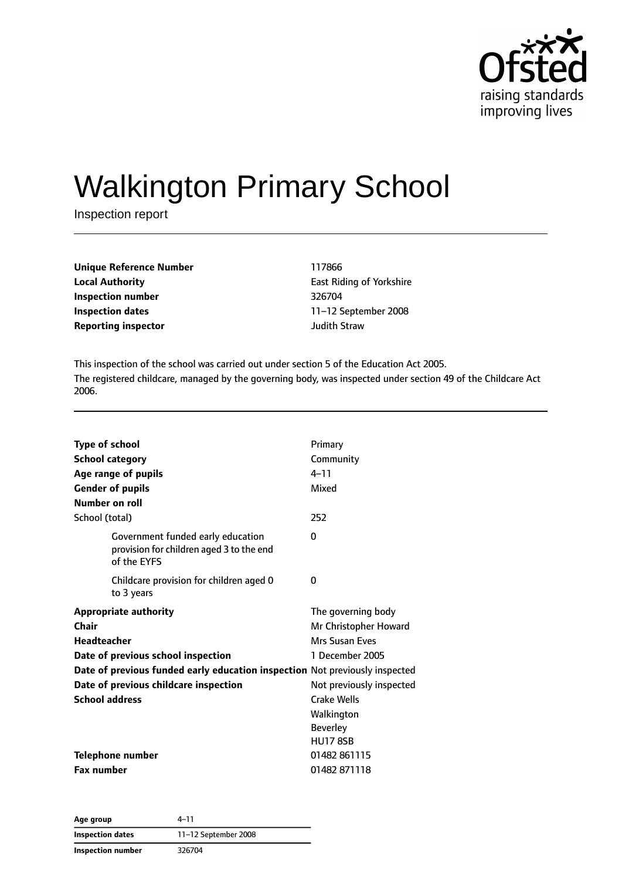# Walkington Primary School

Inspection report

| | |
|---|---|
| **Unique Reference Number** | 117866 |
| **Local Authority** | East Riding of Yorkshire |
| **Inspection number** | 326704 |
| **Inspection dates** | 11–12 September 2008 |
| **Reporting inspector** | Judith Straw |

This inspection of the school was carried out under section 5 of the Education Act 2005.

The registered childcare, managed by the governing body, was inspected under section 49 of the Childcare Act 2006.

| | |
|---|---|
| **Type of school** | Primary |
| **School category** | Community |
| **Age range of pupils** | 4–11 |
| **Gender of pupils** | Mixed |
| **Number on roll** | |
| School (total) | 252 |
| Government funded early education provision for children aged 3 to the end of the EYFS | 0 |
| Childcare provision for children aged 0 to 3 years | 0 |
| **Appropriate authority** | The governing body |
| **Chair** | Mr Christopher Howard |
| **Headteacher** | Mrs Susan Eves |
| **Date of previous school inspection** | 1 December 2005 |
| **Date of previous funded early education inspection** | Not previously inspected |
| **Date of previous childcare inspection** | Not previously inspected |
| **School address** | Crake Wells<br>Walkington<br>Beverley<br>HU17 8SB |
| **Telephone number** | 01482 861115 |
| **Fax number** | 01482 871118 |

| | |
|---|---|
| **Age group** | 4–11 |
| **Inspection dates** | 11–12 September 2008 |
| **Inspection number** | 326704 |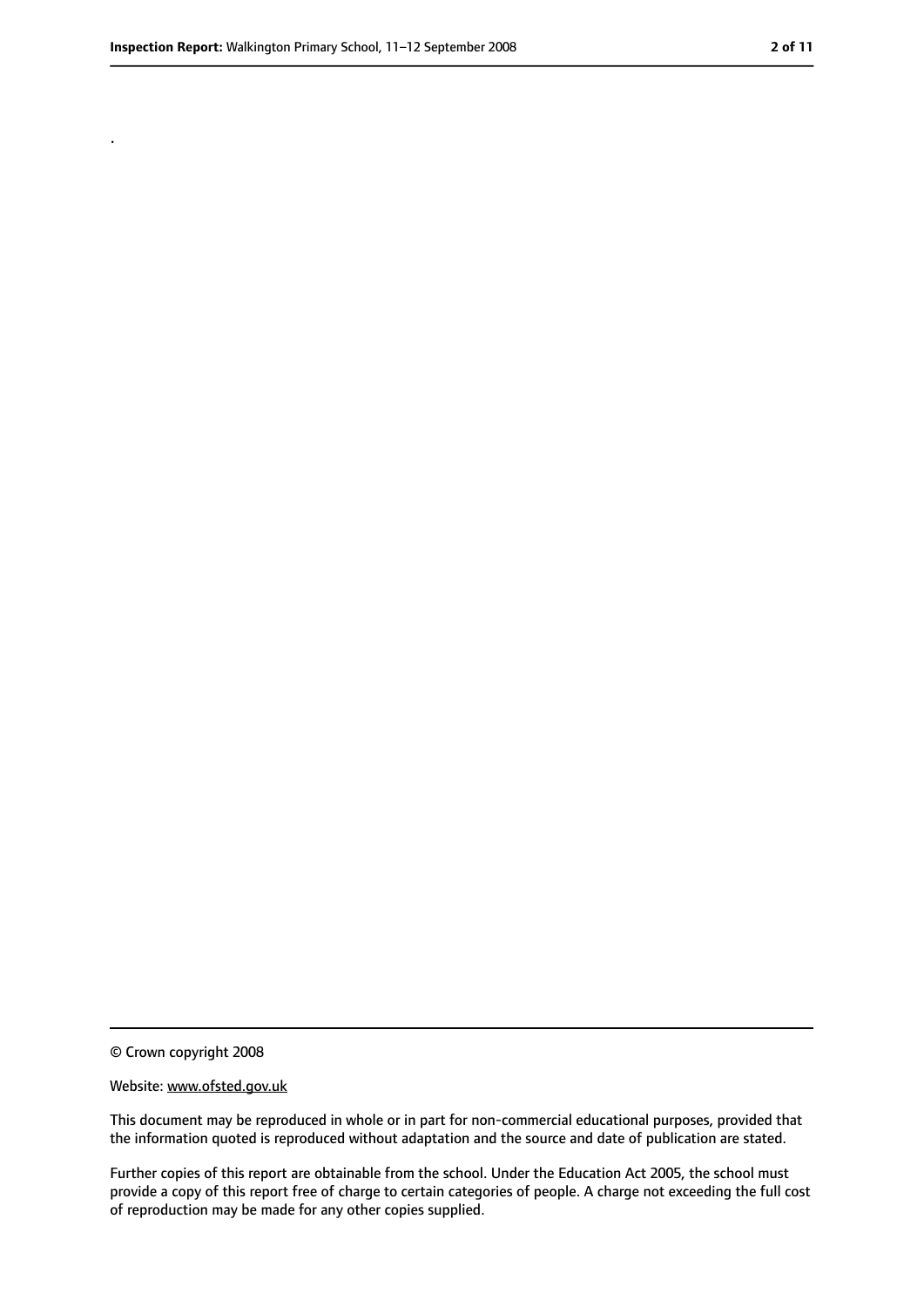.

© Crown copyright 2008

Website: www.ofsted.gov.uk

This document may be reproduced in whole or in part for non-commercial educational purposes, provided that the information quoted is reproduced without adaptation and the source and date of publication are stated.

Further copies of this report are obtainable from the school. Under the Education Act 2005, the school must provide a copy of this report free of charge to certain categories of people. A charge not exceeding the full cost of reproduction may be made for any other copies supplied.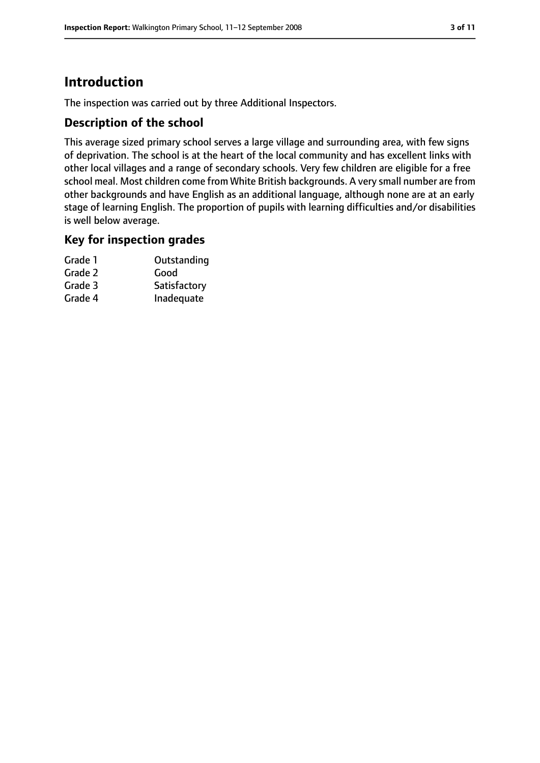# Introduction

The inspection was carried out by three Additional Inspectors.

## Description of the school

This average sized primary school serves a large village and surrounding area, with few signs of deprivation. The school is at the heart of the local community and has excellent links with other local villages and a range of secondary schools. Very few children are eligible for a free school meal. Most children come from White British backgrounds. A very small number are from other backgrounds and have English as an additional language, although none are at an early stage of learning English. The proportion of pupils with learning difficulties and/or disabilities is well below average.

## Key for inspection grades

| | |
|---|---|
| Grade 1 | Outstanding |
| Grade 2 | Good |
| Grade 3 | Satisfactory |
| Grade 4 | Inadequate |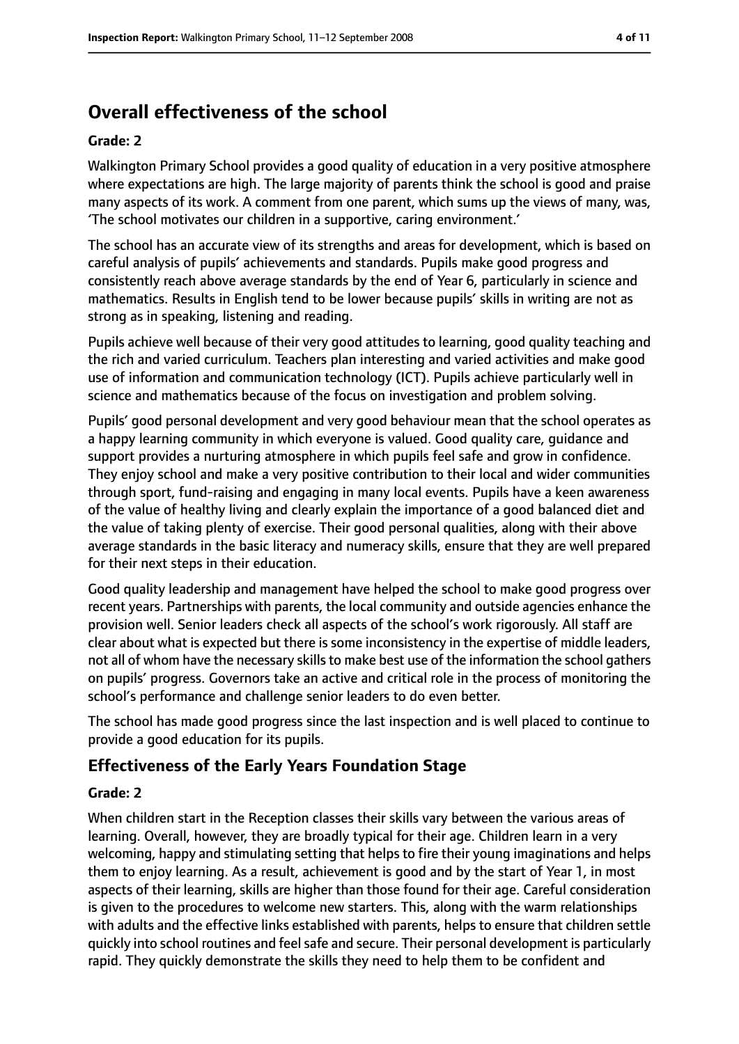# Overall effectiveness of the school

**Grade: 2**

Walkington Primary School provides a good quality of education in a very positive atmosphere where expectations are high. The large majority of parents think the school is good and praise many aspects of its work. A comment from one parent, which sums up the views of many, was, 'The school motivates our children in a supportive, caring environment.'

The school has an accurate view of its strengths and areas for development, which is based on careful analysis of pupils' achievements and standards. Pupils make good progress and consistently reach above average standards by the end of Year 6, particularly in science and mathematics. Results in English tend to be lower because pupils' skills in writing are not as strong as in speaking, listening and reading.

Pupils achieve well because of their very good attitudes to learning, good quality teaching and the rich and varied curriculum. Teachers plan interesting and varied activities and make good use of information and communication technology (ICT). Pupils achieve particularly well in science and mathematics because of the focus on investigation and problem solving.

Pupils' good personal development and very good behaviour mean that the school operates as a happy learning community in which everyone is valued. Good quality care, guidance and support provides a nurturing atmosphere in which pupils feel safe and grow in confidence. They enjoy school and make a very positive contribution to their local and wider communities through sport, fund-raising and engaging in many local events. Pupils have a keen awareness of the value of healthy living and clearly explain the importance of a good balanced diet and the value of taking plenty of exercise. Their good personal qualities, along with their above average standards in the basic literacy and numeracy skills, ensure that they are well prepared for their next steps in their education.

Good quality leadership and management have helped the school to make good progress over recent years. Partnerships with parents, the local community and outside agencies enhance the provision well. Senior leaders check all aspects of the school's work rigorously. All staff are clear about what is expected but there is some inconsistency in the expertise of middle leaders, not all of whom have the necessary skills to make best use of the information the school gathers on pupils' progress. Governors take an active and critical role in the process of monitoring the school's performance and challenge senior leaders to do even better.

The school has made good progress since the last inspection and is well placed to continue to provide a good education for its pupils.

## Effectiveness of the Early Years Foundation Stage

**Grade: 2**

When children start in the Reception classes their skills vary between the various areas of learning. Overall, however, they are broadly typical for their age. Children learn in a very welcoming, happy and stimulating setting that helps to fire their young imaginations and helps them to enjoy learning. As a result, achievement is good and by the start of Year 1, in most aspects of their learning, skills are higher than those found for their age. Careful consideration is given to the procedures to welcome new starters. This, along with the warm relationships with adults and the effective links established with parents, helps to ensure that children settle quickly into school routines and feel safe and secure. Their personal development is particularly rapid. They quickly demonstrate the skills they need to help them to be confident and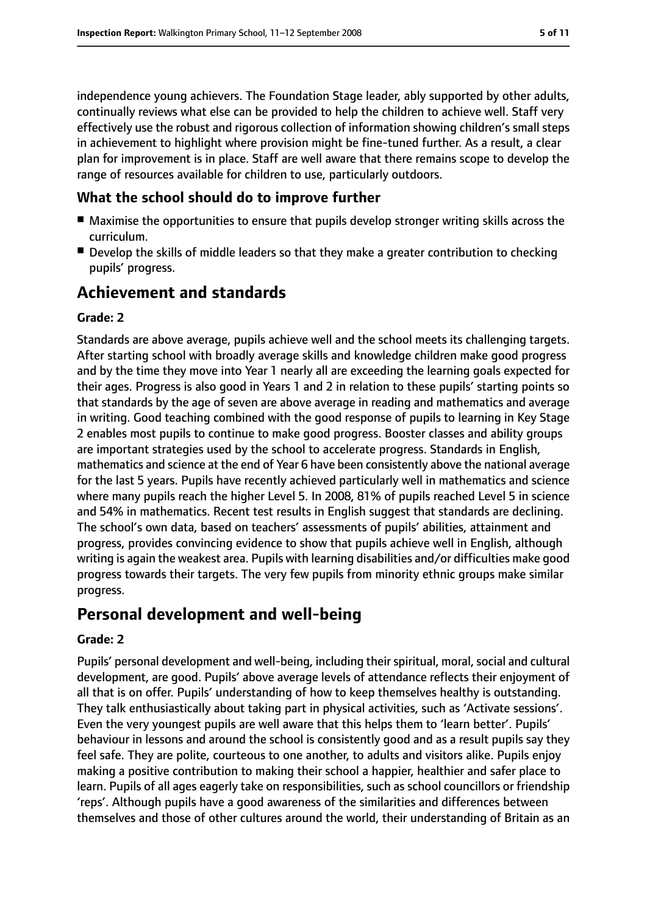independence young achievers. The Foundation Stage leader, ably supported by other adults, continually reviews what else can be provided to help the children to achieve well. Staff very effectively use the robust and rigorous collection of information showing children's small steps in achievement to highlight where provision might be fine-tuned further. As a result, a clear plan for improvement is in place. Staff are well aware that there remains scope to develop the range of resources available for children to use, particularly outdoors.

### What the school should do to improve further

- Maximise the opportunities to ensure that pupils develop stronger writing skills across the curriculum.
- Develop the skills of middle leaders so that they make a greater contribution to checking pupils' progress.

## Achievement and standards

#### Grade: 2

Standards are above average, pupils achieve well and the school meets its challenging targets. After starting school with broadly average skills and knowledge children make good progress and by the time they move into Year 1 nearly all are exceeding the learning goals expected for their ages. Progress is also good in Years 1 and 2 in relation to these pupils' starting points so that standards by the age of seven are above average in reading and mathematics and average in writing. Good teaching combined with the good response of pupils to learning in Key Stage 2 enables most pupils to continue to make good progress. Booster classes and ability groups are important strategies used by the school to accelerate progress. Standards in English, mathematics and science at the end of Year 6 have been consistently above the national average for the last 5 years. Pupils have recently achieved particularly well in mathematics and science where many pupils reach the higher Level 5. In 2008, 81% of pupils reached Level 5 in science and 54% in mathematics. Recent test results in English suggest that standards are declining. The school's own data, based on teachers' assessments of pupils' abilities, attainment and progress, provides convincing evidence to show that pupils achieve well in English, although writing is again the weakest area. Pupils with learning disabilities and/or difficulties make good progress towards their targets. The very few pupils from minority ethnic groups make similar progress.

## Personal development and well-being

#### Grade: 2

Pupils' personal development and well-being, including their spiritual, moral, social and cultural development, are good. Pupils' above average levels of attendance reflects their enjoyment of all that is on offer. Pupils' understanding of how to keep themselves healthy is outstanding. They talk enthusiastically about taking part in physical activities, such as 'Activate sessions'. Even the very youngest pupils are well aware that this helps them to 'learn better'. Pupils' behaviour in lessons and around the school is consistently good and as a result pupils say they feel safe. They are polite, courteous to one another, to adults and visitors alike. Pupils enjoy making a positive contribution to making their school a happier, healthier and safer place to learn. Pupils of all ages eagerly take on responsibilities, such as school councillors or friendship 'reps'. Although pupils have a good awareness of the similarities and differences between themselves and those of other cultures around the world, their understanding of Britain as an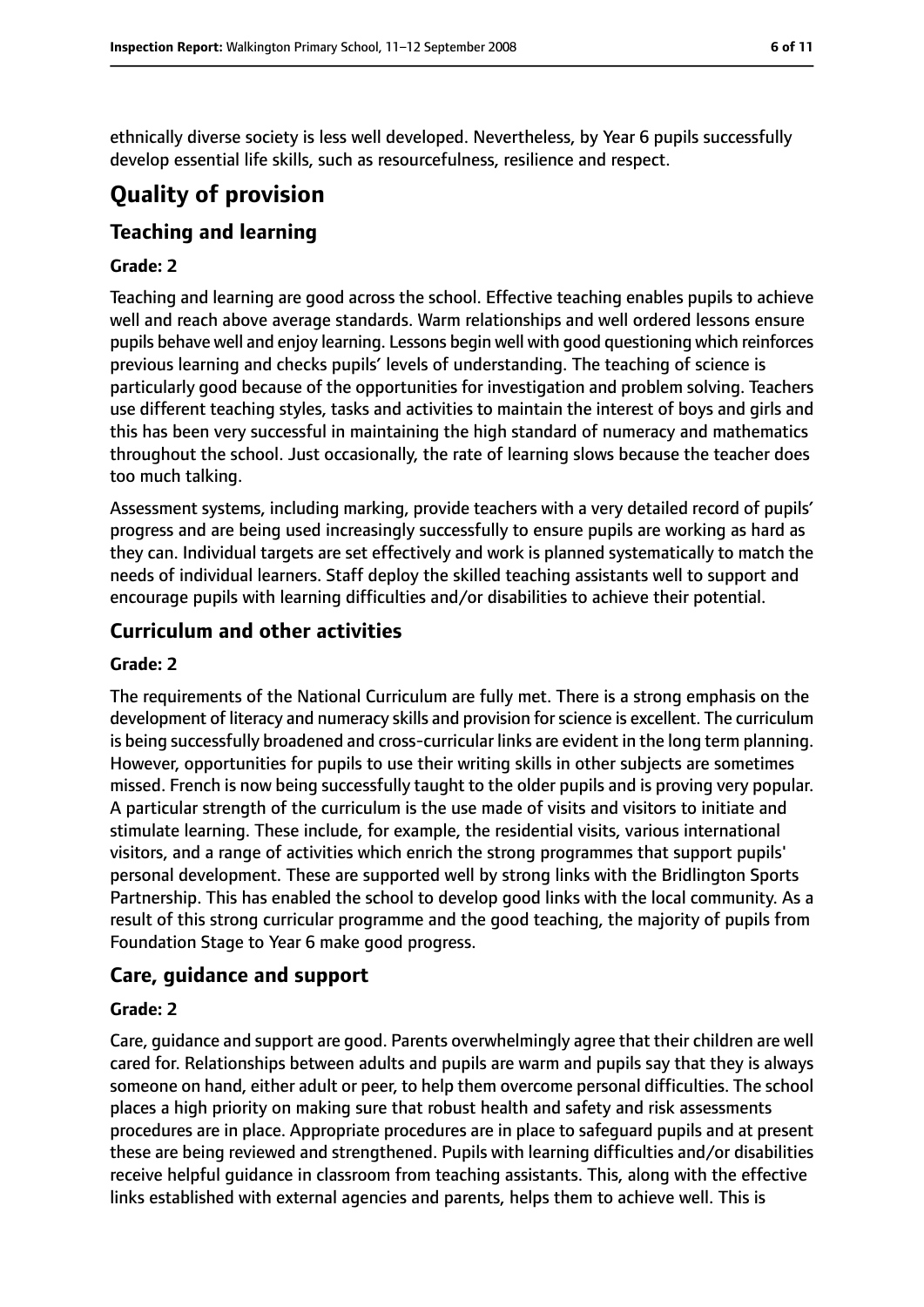ethnically diverse society is less well developed. Nevertheless, by Year 6 pupils successfully develop essential life skills, such as resourcefulness, resilience and respect.

# Quality of provision

## Teaching and learning

### Grade: 2

Teaching and learning are good across the school. Effective teaching enables pupils to achieve well and reach above average standards. Warm relationships and well ordered lessons ensure pupils behave well and enjoy learning. Lessons begin well with good questioning which reinforces previous learning and checks pupils' levels of understanding. The teaching of science is particularly good because of the opportunities for investigation and problem solving. Teachers use different teaching styles, tasks and activities to maintain the interest of boys and girls and this has been very successful in maintaining the high standard of numeracy and mathematics throughout the school. Just occasionally, the rate of learning slows because the teacher does too much talking.

Assessment systems, including marking, provide teachers with a very detailed record of pupils' progress and are being used increasingly successfully to ensure pupils are working as hard as they can. Individual targets are set effectively and work is planned systematically to match the needs of individual learners. Staff deploy the skilled teaching assistants well to support and encourage pupils with learning difficulties and/or disabilities to achieve their potential.

## Curriculum and other activities

### Grade: 2

The requirements of the National Curriculum are fully met. There is a strong emphasis on the development of literacy and numeracy skills and provision for science is excellent. The curriculum is being successfully broadened and cross-curricular links are evident in the long term planning. However, opportunities for pupils to use their writing skills in other subjects are sometimes missed. French is now being successfully taught to the older pupils and is proving very popular. A particular strength of the curriculum is the use made of visits and visitors to initiate and stimulate learning. These include, for example, the residential visits, various international visitors, and a range of activities which enrich the strong programmes that support pupils' personal development. These are supported well by strong links with the Bridlington Sports Partnership. This has enabled the school to develop good links with the local community. As a result of this strong curricular programme and the good teaching, the majority of pupils from Foundation Stage to Year 6 make good progress.

## Care, guidance and support

### Grade: 2

Care, guidance and support are good. Parents overwhelmingly agree that their children are well cared for. Relationships between adults and pupils are warm and pupils say that they is always someone on hand, either adult or peer, to help them overcome personal difficulties. The school places a high priority on making sure that robust health and safety and risk assessments procedures are in place. Appropriate procedures are in place to safeguard pupils and at present these are being reviewed and strengthened. Pupils with learning difficulties and/or disabilities receive helpful guidance in classroom from teaching assistants. This, along with the effective links established with external agencies and parents, helps them to achieve well. This is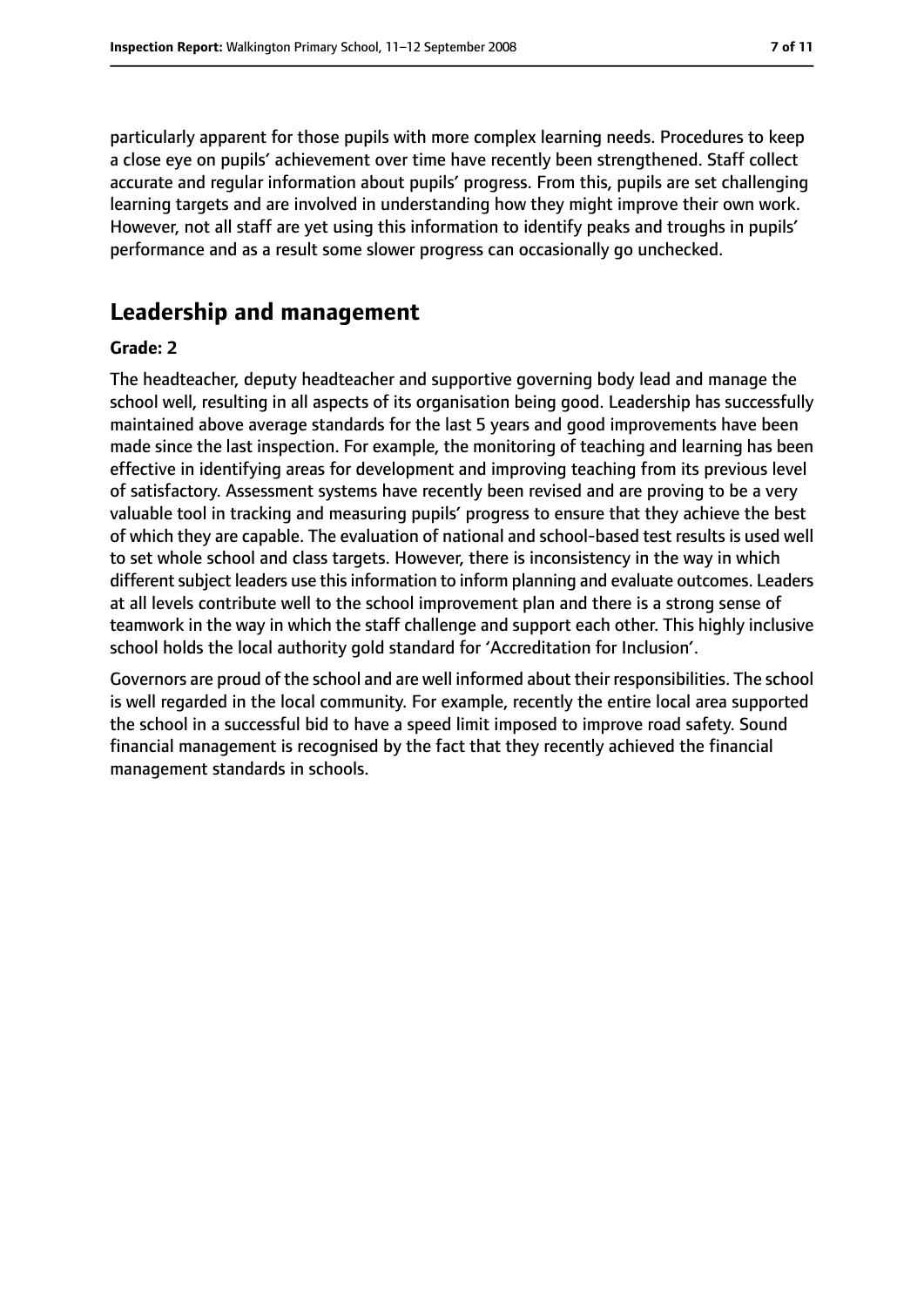particularly apparent for those pupils with more complex learning needs. Procedures to keep a close eye on pupils' achievement over time have recently been strengthened. Staff collect accurate and regular information about pupils' progress. From this, pupils are set challenging learning targets and are involved in understanding how they might improve their own work. However, not all staff are yet using this information to identify peaks and troughs in pupils' performance and as a result some slower progress can occasionally go unchecked.

## Leadership and management

**Grade: 2**

The headteacher, deputy headteacher and supportive governing body lead and manage the school well, resulting in all aspects of its organisation being good. Leadership has successfully maintained above average standards for the last 5 years and good improvements have been made since the last inspection. For example, the monitoring of teaching and learning has been effective in identifying areas for development and improving teaching from its previous level of satisfactory. Assessment systems have recently been revised and are proving to be a very valuable tool in tracking and measuring pupils' progress to ensure that they achieve the best of which they are capable. The evaluation of national and school-based test results is used well to set whole school and class targets. However, there is inconsistency in the way in which different subject leaders use this information to inform planning and evaluate outcomes. Leaders at all levels contribute well to the school improvement plan and there is a strong sense of teamwork in the way in which the staff challenge and support each other. This highly inclusive school holds the local authority gold standard for 'Accreditation for Inclusion'.

Governors are proud of the school and are well informed about their responsibilities. The school is well regarded in the local community. For example, recently the entire local area supported the school in a successful bid to have a speed limit imposed to improve road safety. Sound financial management is recognised by the fact that they recently achieved the financial management standards in schools.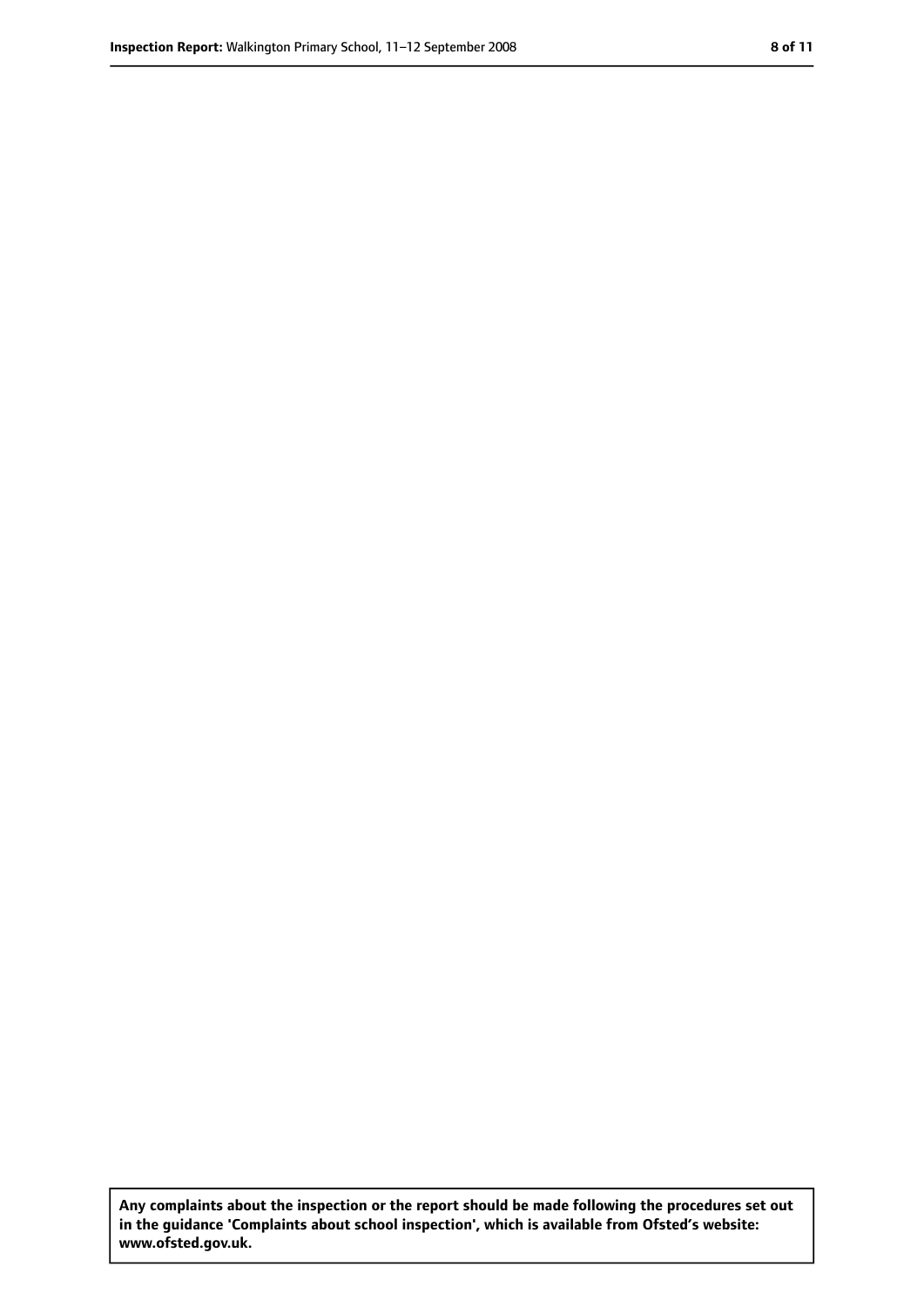**Any complaints about the inspection or the report should be made following the procedures set out in the guidance 'Complaints about school inspection', which is available from Ofsted's website: www.ofsted.gov.uk.**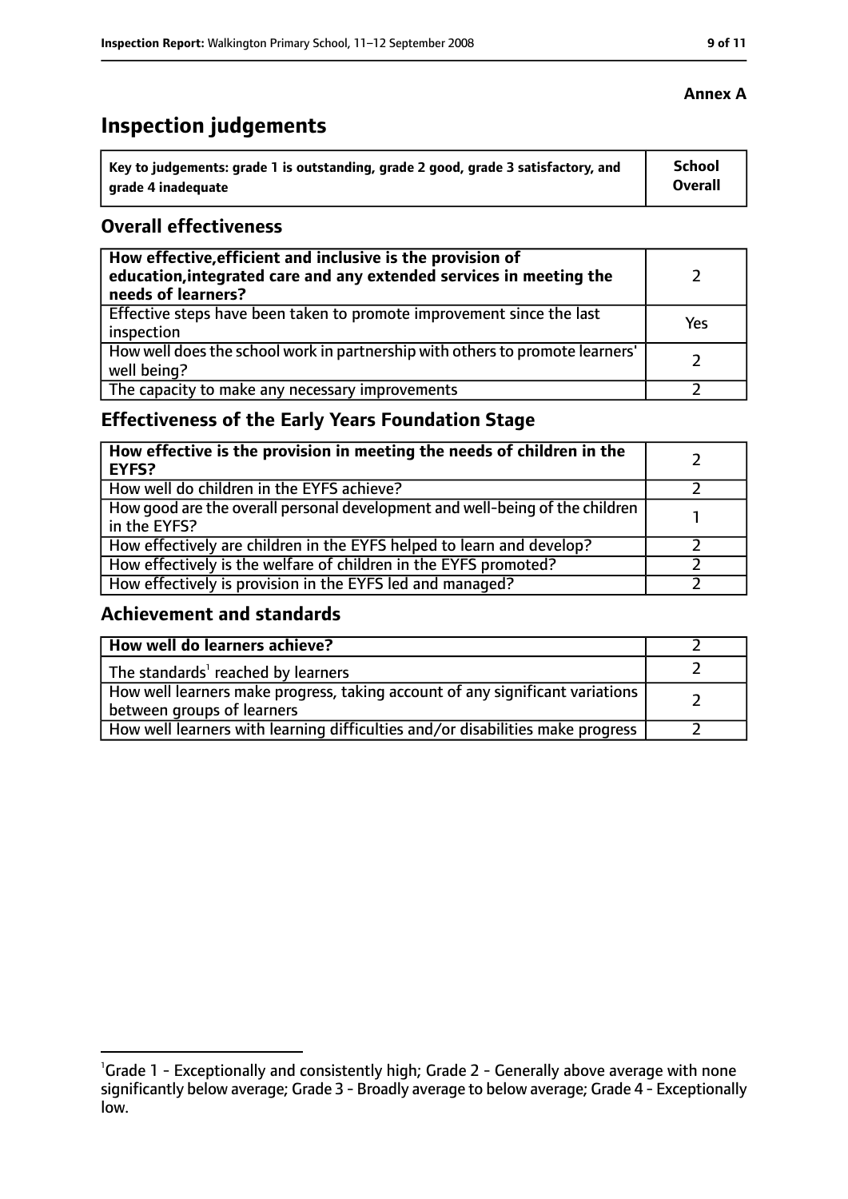**Annex A**

# Inspection judgements

| Key to judgements: grade 1 is outstanding, grade 2 good, grade 3 satisfactory, and grade 4 inadequate | School Overall |
|---|---|

## Overall effectiveness

| | |
|---|---|
| **How effective, efficient and inclusive is the provision of education, integrated care and any extended services in meeting the needs of learners?** | 2 |
| Effective steps have been taken to promote improvement since the last inspection | Yes |
| How well does the school work in partnership with others to promote learners' well being? | 2 |
| The capacity to make any necessary improvements | 2 |

## Effectiveness of the Early Years Foundation Stage

| | |
|---|---|
| **How effective is the provision in meeting the needs of children in the EYFS?** | 2 |
| How well do children in the EYFS achieve? | 2 |
| How good are the overall personal development and well-being of the children in the EYFS? | 1 |
| How effectively are children in the EYFS helped to learn and develop? | 2 |
| How effectively is the welfare of children in the EYFS promoted? | 2 |
| How effectively is provision in the EYFS led and managed? | 2 |

## Achievement and standards

| | |
|---|---|
| **How well do learners achieve?** | 2 |
| The standards[1] reached by learners | 2 |
| How well learners make progress, taking account of any significant variations between groups of learners | 2 |
| How well learners with learning difficulties and/or disabilities make progress | 2 |

[1]Grade 1 - Exceptionally and consistently high; Grade 2 - Generally above average with none significantly below average; Grade 3 - Broadly average to below average; Grade 4 - Exceptionally low.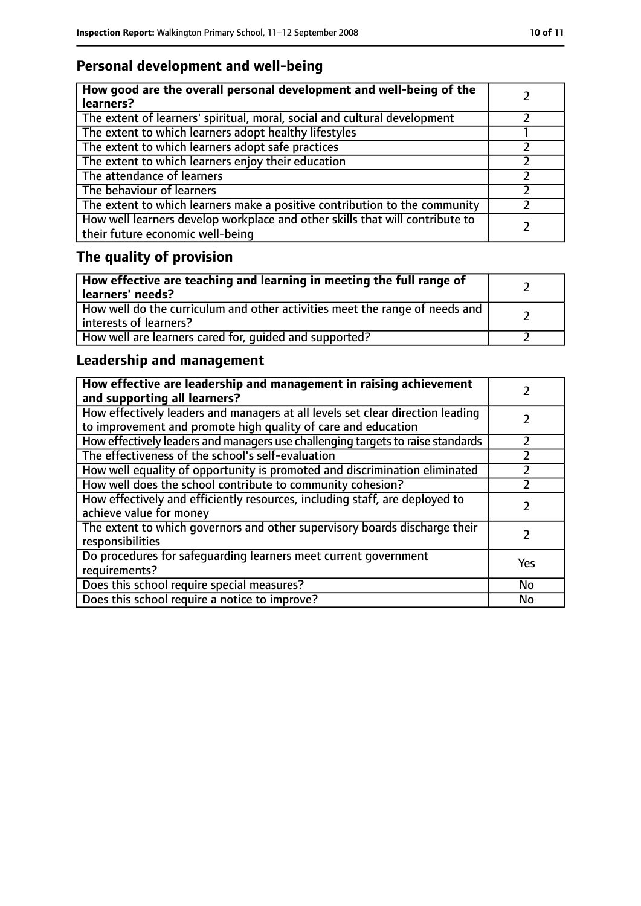## Personal development and well-being

| How good are the overall personal development and well-being of the learners? | 2 |
|---|---|
| The extent of learners' spiritual, moral, social and cultural development | 2 |
| The extent to which learners adopt healthy lifestyles | 1 |
| The extent to which learners adopt safe practices | 2 |
| The extent to which learners enjoy their education | 2 |
| The attendance of learners | 2 |
| The behaviour of learners | 2 |
| The extent to which learners make a positive contribution to the community | 2 |
| How well learners develop workplace and other skills that will contribute to their future economic well-being | 2 |

## The quality of provision

| How effective are teaching and learning in meeting the full range of learners' needs? | 2 |
|---|---|
| How well do the curriculum and other activities meet the range of needs and interests of learners? | 2 |
| How well are learners cared for, guided and supported? | 2 |

## Leadership and management

| How effective are leadership and management in raising achievement and supporting all learners? | 2 |
|---|---|
| How effectively leaders and managers at all levels set clear direction leading to improvement and promote high quality of care and education | 2 |
| How effectively leaders and managers use challenging targets to raise standards | 2 |
| The effectiveness of the school's self-evaluation | 2 |
| How well equality of opportunity is promoted and discrimination eliminated | 2 |
| How well does the school contribute to community cohesion? | 2 |
| How effectively and efficiently resources, including staff, are deployed to achieve value for money | 2 |
| The extent to which governors and other supervisory boards discharge their responsibilities | 2 |
| Do procedures for safeguarding learners meet current government requirements? | Yes |
| Does this school require special measures? | No |
| Does this school require a notice to improve? | No |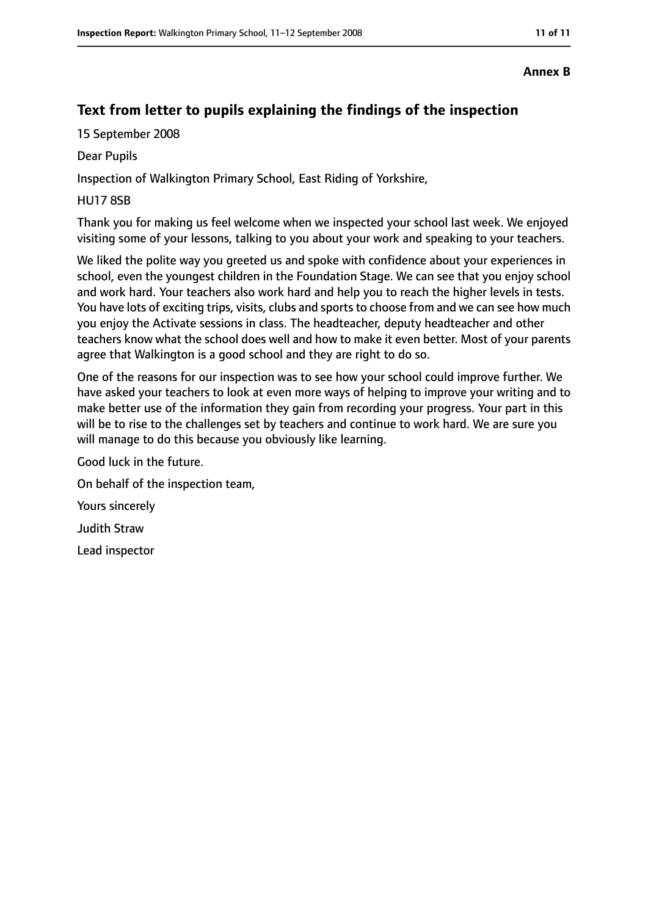**Annex B**

## Text from letter to pupils explaining the findings of the inspection

15 September 2008

Dear Pupils

Inspection of Walkington Primary School, East Riding of Yorkshire,

HU17 8SB

Thank you for making us feel welcome when we inspected your school last week. We enjoyed visiting some of your lessons, talking to you about your work and speaking to your teachers.

We liked the polite way you greeted us and spoke with confidence about your experiences in school, even the youngest children in the Foundation Stage. We can see that you enjoy school and work hard. Your teachers also work hard and help you to reach the higher levels in tests. You have lots of exciting trips, visits, clubs and sports to choose from and we can see how much you enjoy the Activate sessions in class. The headteacher, deputy headteacher and other teachers know what the school does well and how to make it even better. Most of your parents agree that Walkington is a good school and they are right to do so.

One of the reasons for our inspection was to see how your school could improve further. We have asked your teachers to look at even more ways of helping to improve your writing and to make better use of the information they gain from recording your progress. Your part in this will be to rise to the challenges set by teachers and continue to work hard. We are sure you will manage to do this because you obviously like learning.

Good luck in the future.

On behalf of the inspection team,

Yours sincerely

Judith Straw

Lead inspector